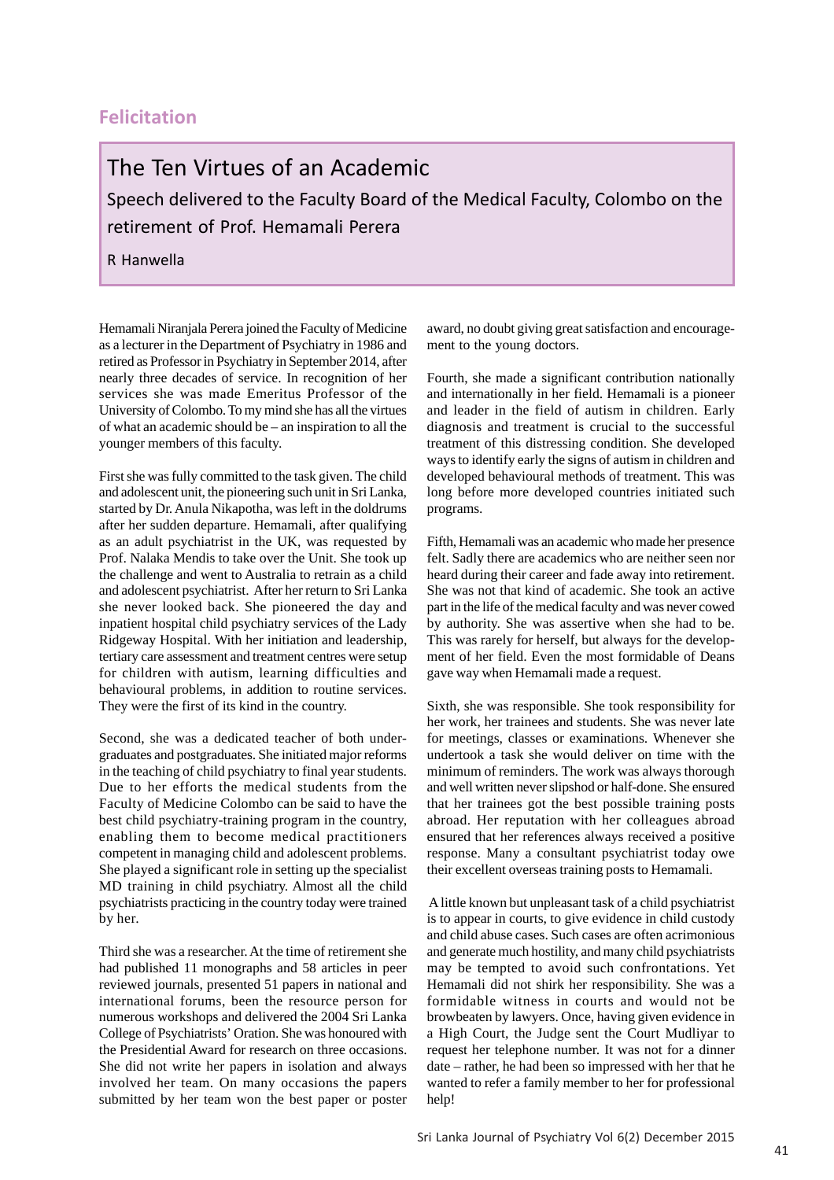Felicitation

# The Ten Virtues of an Academic

## Speech delivered to the Faculty Board of the Medical Faculty, Colombo on the retirement of Prof. Hemamali Perera

R Hanwella

Hemamali Niranjala Perera joined the Faculty of Medicine as a lecturer in the Department of Psychiatry in 1986 and retired as Professor in Psychiatry in September 2014, after nearly three decades of service. In recognition of her services she was made Emeritus Professor of the University of Colombo. To my mind she has all the virtues of what an academic should be – an inspiration to all the younger members of this faculty.

First she was fully committed to the task given. The child and adolescent unit, the pioneering such unit in Sri Lanka, started by Dr. Anula Nikapotha, was left in the doldrums after her sudden departure. Hemamali, after qualifying as an adult psychiatrist in the UK, was requested by Prof. Nalaka Mendis to take over the Unit. She took up the challenge and went to Australia to retrain as a child and adolescent psychiatrist. After her return to Sri Lanka she never looked back. She pioneered the day and inpatient hospital child psychiatry services of the Lady Ridgeway Hospital. With her initiation and leadership, tertiary care assessment and treatment centres were setup for children with autism, learning difficulties and behavioural problems, in addition to routine services. They were the first of its kind in the country.

Second, she was a dedicated teacher of both undergraduates and postgraduates. She initiated major reforms in the teaching of child psychiatry to final year students. Due to her efforts the medical students from the Faculty of Medicine Colombo can be said to have the best child psychiatry-training program in the country, enabling them to become medical practitioners competent in managing child and adolescent problems. She played a significant role in setting up the specialist MD training in child psychiatry. Almost all the child psychiatrists practicing in the country today were trained by her.

Third she was a researcher. At the time of retirement she had published 11 monographs and 58 articles in peer reviewed journals, presented 51 papers in national and international forums, been the resource person for numerous workshops and delivered the 2004 Sri Lanka College of Psychiatrists' Oration. She was honoured with the Presidential Award for research on three occasions. She did not write her papers in isolation and always involved her team. On many occasions the papers submitted by her team won the best paper or poster award, no doubt giving great satisfaction and encouragement to the young doctors.

Fourth, she made a significant contribution nationally and internationally in her field. Hemamali is a pioneer and leader in the field of autism in children. Early diagnosis and treatment is crucial to the successful treatment of this distressing condition. She developed ways to identify early the signs of autism in children and developed behavioural methods of treatment. This was long before more developed countries initiated such programs.

Fifth, Hemamali was an academic who made her presence felt. Sadly there are academics who are neither seen nor heard during their career and fade away into retirement. She was not that kind of academic. She took an active part in the life of the medical faculty and was never cowed by authority. She was assertive when she had to be. This was rarely for herself, but always for the development of her field. Even the most formidable of Deans gave way when Hemamali made a request.

Sixth, she was responsible. She took responsibility for her work, her trainees and students. She was never late for meetings, classes or examinations. Whenever she undertook a task she would deliver on time with the minimum of reminders. The work was always thorough and well written never slipshod or half-done. She ensured that her trainees got the best possible training posts abroad. Her reputation with her colleagues abroad ensured that her references always received a positive response. Many a consultant psychiatrist today owe their excellent overseas training posts to Hemamali.

A little known but unpleasant task of a child psychiatrist is to appear in courts, to give evidence in child custody and child abuse cases. Such cases are often acrimonious and generate much hostility, and many child psychiatrists may be tempted to avoid such confrontations. Yet Hemamali did not shirk her responsibility. She was a formidable witness in courts and would not be browbeaten by lawyers. Once, having given evidence in a High Court, the Judge sent the Court Mudliyar to request her telephone number. It was not for a dinner date – rather, he had been so impressed with her that he wanted to refer a family member to her for professional help!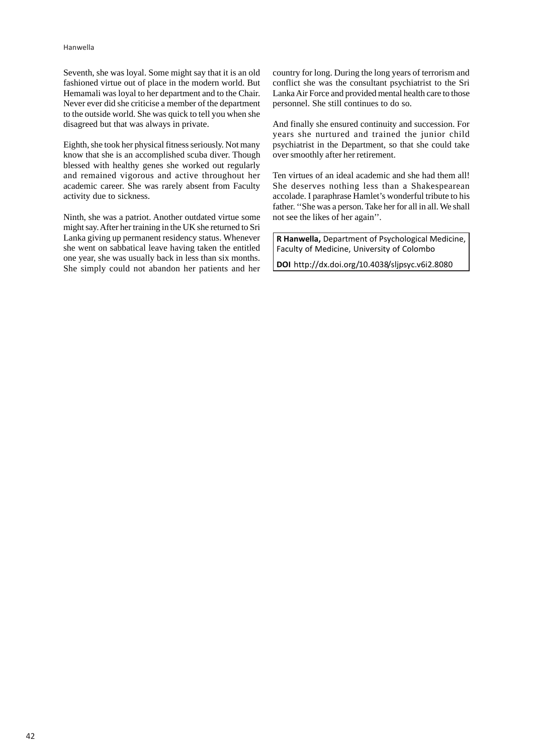Seventh, she was loyal. Some might say that it is an old fashioned virtue out of place in the modern world. But Hemamali was loyal to her department and to the Chair. Never ever did she criticise a member of the department to the outside world. She was quick to tell you when she disagreed but that was always in private.

Eighth, she took her physical fitness seriously. Not many know that she is an accomplished scuba diver. Though blessed with healthy genes she worked out regularly and remained vigorous and active throughout her academic career. She was rarely absent from Faculty activity due to sickness.

Ninth, she was a patriot. Another outdated virtue some might say. After her training in the UK she returned to Sri Lanka giving up permanent residency status. Whenever she went on sabbatical leave having taken the entitled one year, she was usually back in less than six months. She simply could not abandon her patients and her country for long. During the long years of terrorism and conflict she was the consultant psychiatrist to the Sri Lanka Air Force and provided mental health care to those personnel. She still continues to do so.

And finally she ensured continuity and succession. For years she nurtured and trained the junior child psychiatrist in the Department, so that she could take over smoothly after her retirement.

Ten virtues of an ideal academic and she had them all! She deserves nothing less than a Shakespearean accolade. I paraphrase Hamlet's wonderful tribute to his father. ''She was a person. Take her for all in all. We shall not see the likes of her again''.

**R Hanwella,** Department of Psychological Medicine, Faculty of Medicine, University of Colombo

**DOI** http://dx.doi.org/10.4038/sljpsyc.v6i2.8080